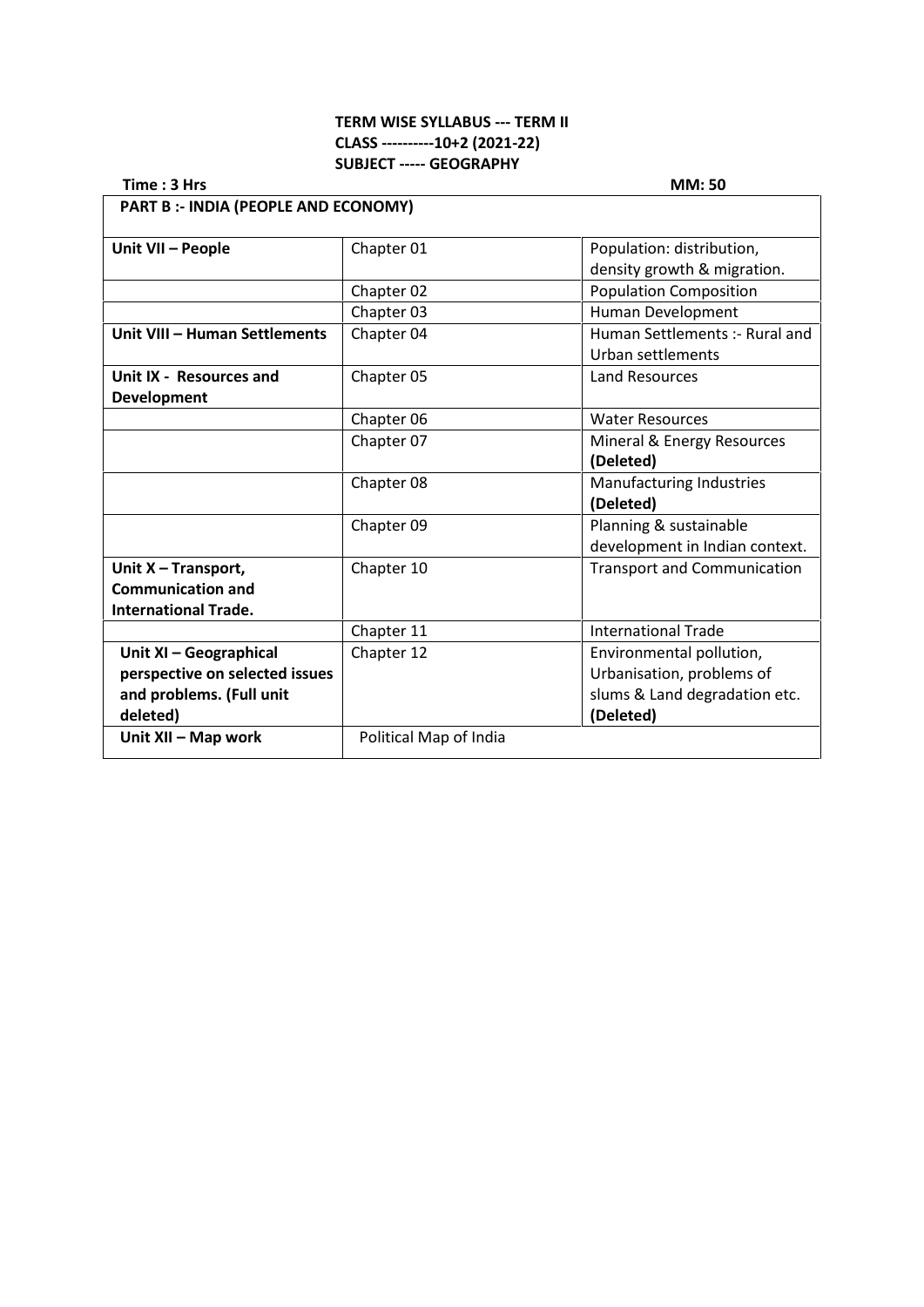**TERM WISE SYLLABUS --- TERM II**
**CLASS ----------10+2 (2021-22)**
**SUBJECT ----- GEOGRAPHY**

**Time : 3 Hrs** **MM: 50**

| **PART B :- INDIA (PEOPLE AND ECONOMY)** | | |
|---|---|---|
| **Unit VII – People** | Chapter 01 | Population: distribution, density growth & migration. |
| | Chapter 02 | Population Composition |
| | Chapter 03 | Human Development |
| **Unit VIII – Human Settlements** | Chapter 04 | Human Settlements :- Rural and Urban settlements |
| **Unit IX - Resources and Development** | Chapter 05 | Land Resources |
| | Chapter 06 | Water Resources |
| | Chapter 07 | Mineral & Energy Resources **(Deleted)** |
| | Chapter 08 | Manufacturing Industries **(Deleted)** |
| | Chapter 09 | Planning & sustainable development in Indian context. |
| **Unit X – Transport, Communication and International Trade.** | Chapter 10 | Transport and Communication |
| | Chapter 11 | International Trade |
| **Unit XI – Geographical perspective on selected issues and problems. (Full unit deleted)** | Chapter 12 | Environmental pollution, Urbanisation, problems of slums & Land degradation etc. **(Deleted)** |
| **Unit XII – Map work** | Political Map of India | |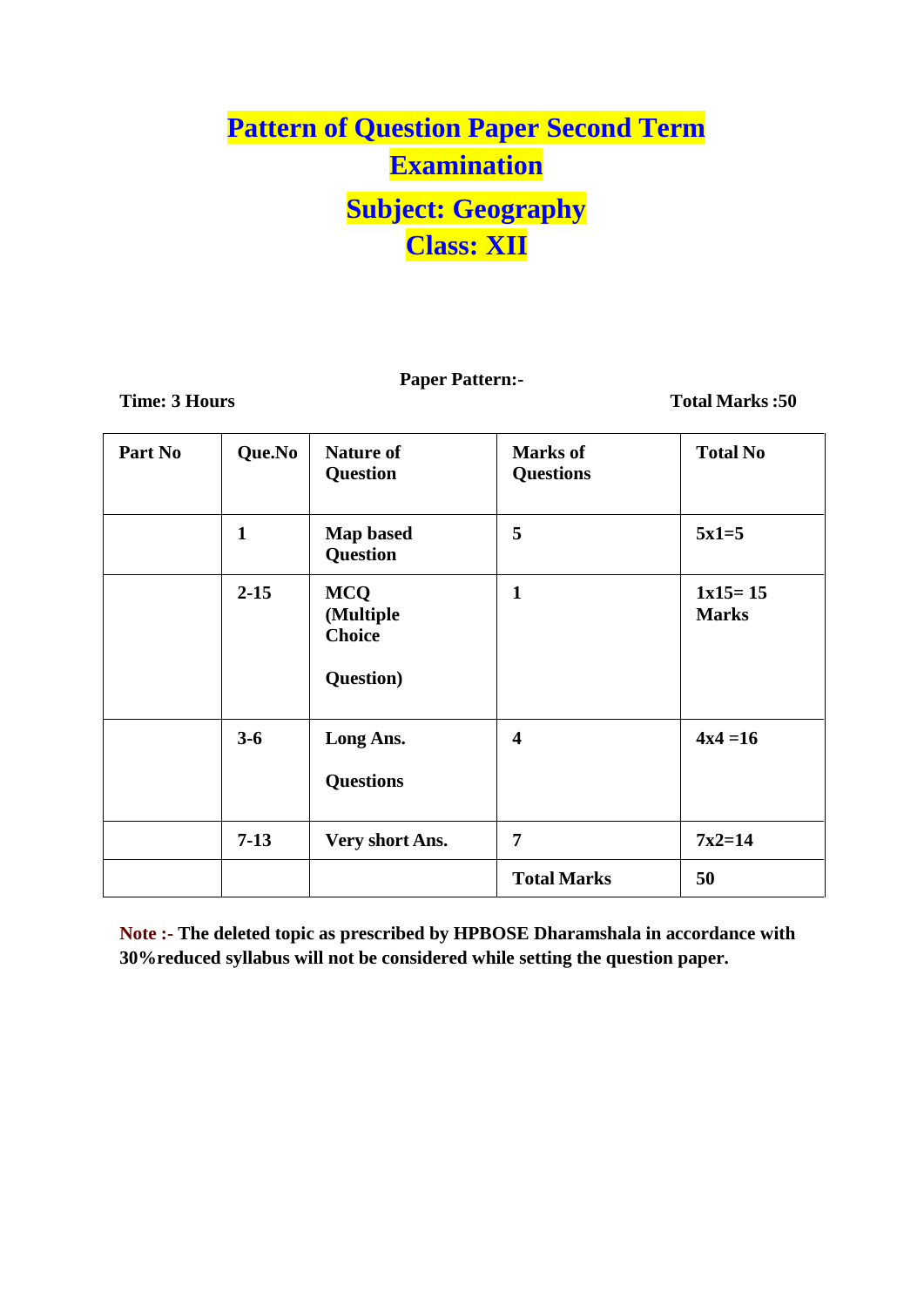# Pattern of Question Paper Second Term Examination

# Subject: Geography

# Class: XII

**Paper Pattern:-**

**Time: 3 Hours** **Total Marks :50**

| Part No | Que.No | Nature of Question | Marks of Questions | Total No |
|---|---|---|---|---|
| | 1 | Map based Question | 5 | 5x1=5 |
| | 2-15 | MCQ (Multiple Choice Question) | 1 | 1x15= 15 Marks |
| | 3-6 | Long Ans. Questions | 4 | 4x4 =16 |
| | 7-13 | Very short Ans. | 7 | 7x2=14 |
| | | | Total Marks | 50 |

**Note :- The deleted topic as prescribed by HPBOSE Dharamshala in accordance with 30%reduced syllabus will not be considered while setting the question paper.**